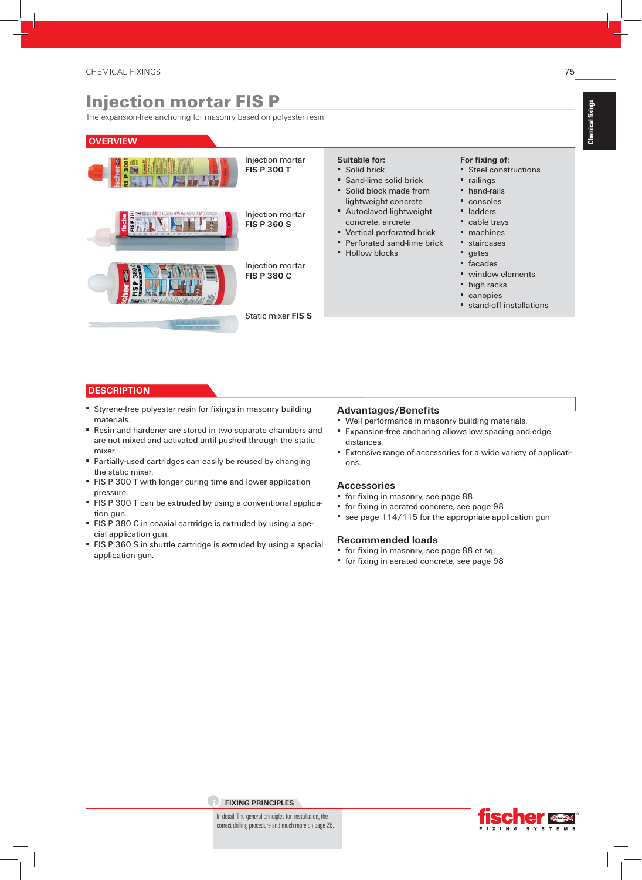# Injection mortar FIS P

The expansion-free anchoring for masonry based on polyester resin

## OVERVIEW

Injection mortar **FIS P 300 T**

Injection mortar **FIS P 360 S**

Injection mortar **FIS P 380 C**

Static mixer **FIS S**

**Suitable for:**

- Solid brick
- Sand-lime solid brick
- Solid block made from lightweight concrete
- Autoclaved lightweight concrete, aircrete
- Vertical perforated brick
- Perforated sand-lime brick
- Hollow blocks

**For fixing of:**

- Steel constructions
- railings
- hand-rails
- consoles
- ladders
- cable trays
- machines
- staircases
- gates
- facades
- window elements
- high racks
- canopies
- stand-off installations

## DESCRIPTION

- Styrene-free polyester resin for fixings in masonry building materials.
- Resin and hardener are stored in two separate chambers and are not mixed and activated until pushed through the static mixer.
- Partially-used cartridges can easily be reused by changing the static mixer.
- FIS P 300 T with longer curing time and lower application pressure.
- FIS P 300 T can be extruded by using a conventional application gun.
- FIS P 380 C in coaxial cartridge is extruded by using a special application gun.
- FIS P 360 S in shuttle cartridge is extruded by using a special application gun.

### Advantages/Benefits

- Well performance in masonry building materials.
- Expansion-free anchoring allows low spacing and edge distances.
- Extensive range of accessories for a wide variety of applications.

### Accessories

- for fixing in masonry, see page 88
- for fixing in aerated concrete, see page 98
- see page 114/115 for the appropriate application gun

### Recommended loads

- for fixing in masonry, see page 88 et sq.
- for fixing in aerated concrete, see page 98

**FIXING PRINCIPLES**

In detail: The general principles for installation, the correct drilling procedure and much more on page 26.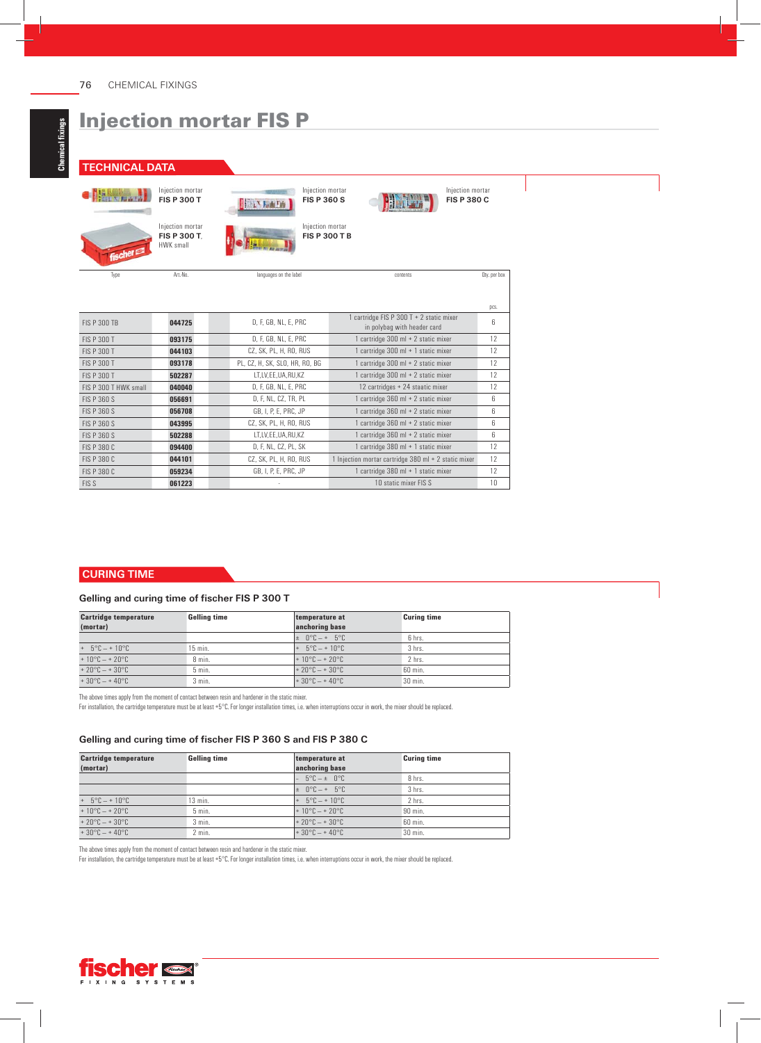# Injection mortar FIS P

## TECHNICAL DATA

Injection mortar **FIS P 300 T**

Injection mortar **FIS P 360 S**

Injection mortar **FIS P 380 C**

Injection mortar **FIS P 300 T**, HWK small

Injection mortar **FIS P 300 T B**

| Type | Art.-No. | | languages on the label | contents | Qty. per box<br>pcs. |
|---|---|---|---|---|---|
| FIS P 300 TB | **044725** | | D, F, GB, NL, E, PRC | 1 cartridge FIS P 300 T + 2 static mixer in polybag with header card | 6 |
| FIS P 300 T | **093175** | | D, F, GB, NL, E, PRC | 1 cartridge 300 ml + 2 static mixer | 12 |
| FIS P 300 T | **044103** | | CZ, SK, PL, H, RO, RUS | 1 cartridge 300 ml + 1 static mixer | 12 |
| FIS P 300 T | **093178** | | PL, CZ, H, SK, SLO, HR, RO, BG | 1 cartridge 300 ml + 2 static mixer | 12 |
| FIS P 300 T | **502287** | | LT,LV,EE,UA,RU,KZ | 1 cartridge 300 ml + 2 static mixer | 12 |
| FIS P 300 T HWK small | **040040** | | D, F, GB, NL, E, PRC | 12 cartridges + 24 staatic mixer | 12 |
| FIS P 360 S | **056691** | | D, F, NL, CZ, TR, PL | 1 cartridge 360 ml + 2 static mixer | 6 |
| FIS P 360 S | **056708** | | GB, I, P, E, PRC, JP | 1 cartridge 360 ml + 2 static mixer | 6 |
| FIS P 360 S | **043995** | | CZ, SK, PL, H, RO, RUS | 1 cartridge 360 ml + 2 static mixer | 6 |
| FIS P 360 S | **502288** | | LT,LV,EE,UA,RU,KZ | 1 cartridge 360 ml + 2 static mixer | 6 |
| FIS P 380 C | **094400** | | D, F, NL, CZ, PL, SK | 1 cartridge 380 ml + 1 static mixer | 12 |
| FIS P 380 C | **044101** | | CZ, SK, PL, H, RO, RUS | 1 Injection mortar cartridge 380 ml + 2 static mixer | 12 |
| FIS P 380 C | **059234** | | GB, I, P, E, PRC, JP | 1 cartridge 380 ml + 1 static mixer | 12 |
| FIS S | **061223** | | - | 10 static mixer FIS S | 10 |

## CURING TIME

### Gelling and curing time of fischer FIS P 300 T

| Cartridge temperature (mortar) | Gelling time | temperature at anchoring base | Curing time |
|---|---|---|---|
| | | ± 0°C – + 5°C | 6 hrs. |
| + 5°C – + 10°C | 15 min. | + 5°C – + 10°C | 3 hrs. |
| + 10°C – + 20°C | 8 min. | + 10°C – + 20°C | 2 hrs. |
| + 20°C – + 30°C | 5 min. | + 20°C – + 30°C | 60 min. |
| + 30°C – + 40°C | 3 min. | + 30°C – + 40°C | 30 min. |

The above times apply from the moment of contact between resin and hardener in the static mixer.
For installation, the cartridge temperature must be at least +5°C. For longer installation times, i.e. when interruptions occur in work, the mixer should be replaced.

### Gelling and curing time of fischer FIS P 360 S and FIS P 380 C

| Cartridge temperature (mortar) | Gelling time | temperature at anchoring base | Curing time |
|---|---|---|---|
| | | - 5°C – ± 0°C | 8 hrs. |
| | | ± 0°C – + 5°C | 3 hrs. |
| + 5°C – + 10°C | 13 min. | + 5°C – + 10°C | 2 hrs. |
| + 10°C – + 20°C | 5 min. | + 10°C – + 20°C | 90 min. |
| + 20°C – + 30°C | 3 min. | + 20°C – + 30°C | 60 min. |
| + 30°C – + 40°C | 2 min. | + 30°C – + 40°C | 30 min. |

The above times apply from the moment of contact between resin and hardener in the static mixer.
For installation, the cartridge temperature must be at least +5°C. For longer installation times, i.e. when interruptions occur in work, the mixer should be replaced.